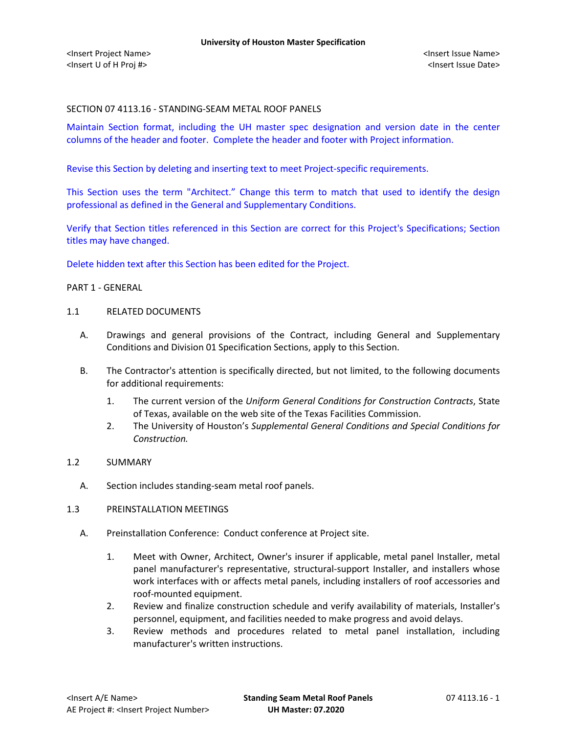SECTION 07 4113.16 - STANDING-SEAM METAL ROOF PANELS

Maintain Section format, including the UH master spec designation and version date in the center columns of the header and footer. Complete the header and footer with Project information.

Revise this Section by deleting and inserting text to meet Project-specific requirements.

This Section uses the term "Architect." Change this term to match that used to identify the design professional as defined in the General and Supplementary Conditions.

Verify that Section titles referenced in this Section are correct for this Project's Specifications; Section titles may have changed.

Delete hidden text after this Section has been edited for the Project.

PART 1 - GENERAL

1.1 RELATED DOCUMENTS

A. Drawings and general provisions of the Contract, including General and Supplementary Conditions and Division 01 Specification Sections, apply to this Section.

B. The Contractor's attention is specifically directed, but not limited, to the following documents for additional requirements:

1. The current version of the *Uniform General Conditions for Construction Contracts*, State of Texas, available on the web site of the Texas Facilities Commission.
2. The University of Houston's *Supplemental General Conditions and Special Conditions for Construction.*

1.2 SUMMARY

A. Section includes standing-seam metal roof panels.

1.3 PREINSTALLATION MEETINGS

A. Preinstallation Conference: Conduct conference at Project site.

1. Meet with Owner, Architect, Owner's insurer if applicable, metal panel Installer, metal panel manufacturer's representative, structural-support Installer, and installers whose work interfaces with or affects metal panels, including installers of roof accessories and roof-mounted equipment.
2. Review and finalize construction schedule and verify availability of materials, Installer's personnel, equipment, and facilities needed to make progress and avoid delays.
3. Review methods and procedures related to metal panel installation, including manufacturer's written instructions.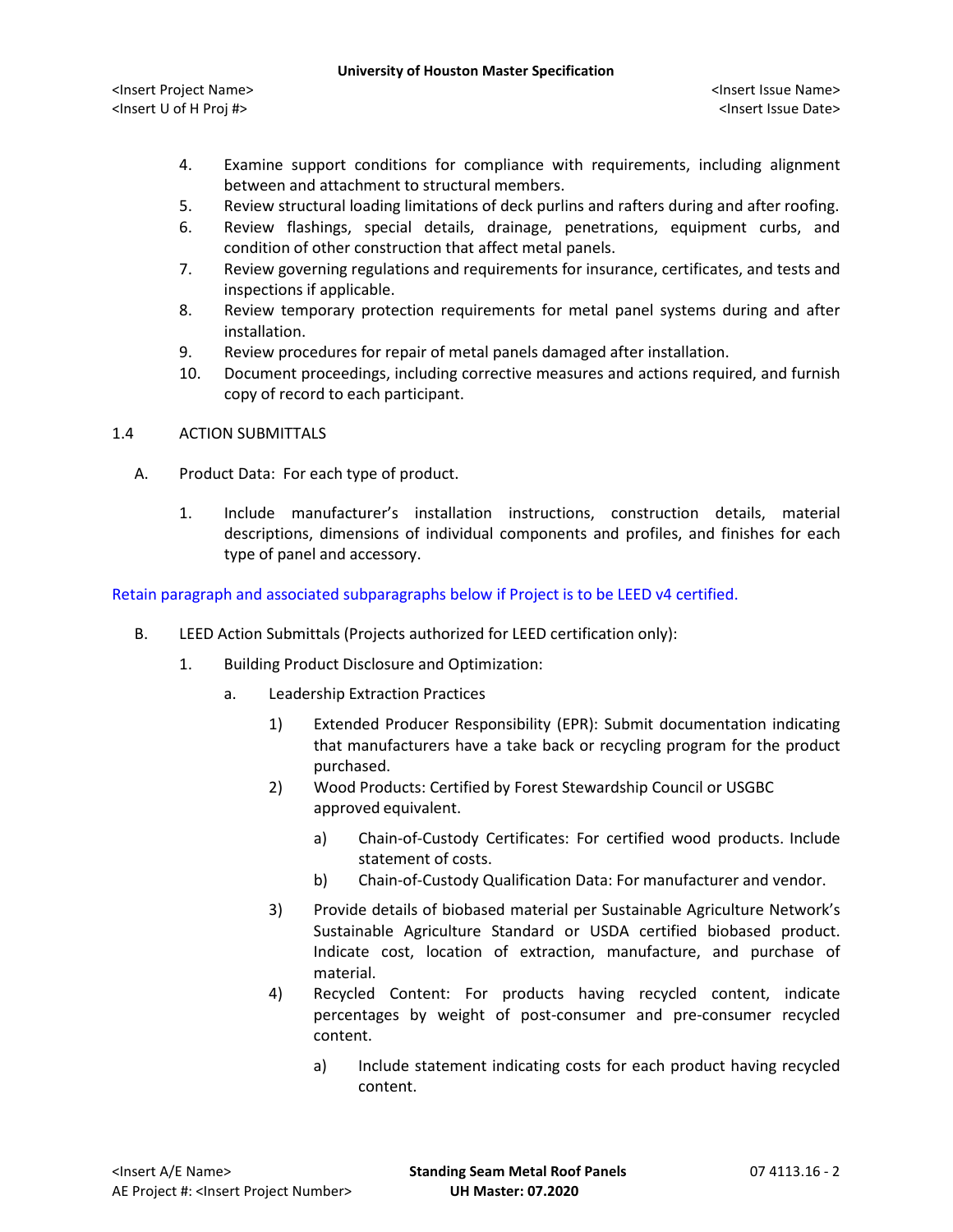4. Examine support conditions for compliance with requirements, including alignment between and attachment to structural members.
5. Review structural loading limitations of deck purlins and rafters during and after roofing.
6. Review flashings, special details, drainage, penetrations, equipment curbs, and condition of other construction that affect metal panels.
7. Review governing regulations and requirements for insurance, certificates, and tests and inspections if applicable.
8. Review temporary protection requirements for metal panel systems during and after installation.
9. Review procedures for repair of metal panels damaged after installation.
10. Document proceedings, including corrective measures and actions required, and furnish copy of record to each participant.

## 1.4 ACTION SUBMITTALS

A. Product Data: For each type of product.

1. Include manufacturer's installation instructions, construction details, material descriptions, dimensions of individual components and profiles, and finishes for each type of panel and accessory.

Retain paragraph and associated subparagraphs below if Project is to be LEED v4 certified.

B. LEED Action Submittals (Projects authorized for LEED certification only):

1. Building Product Disclosure and Optimization:

   a. Leadership Extraction Practices

      1) Extended Producer Responsibility (EPR): Submit documentation indicating that manufacturers have a take back or recycling program for the product purchased.
      2) Wood Products: Certified by Forest Stewardship Council or USGBC approved equivalent.

         a) Chain-of-Custody Certificates: For certified wood products. Include statement of costs.
         b) Chain-of-Custody Qualification Data: For manufacturer and vendor.

      3) Provide details of biobased material per Sustainable Agriculture Network's Sustainable Agriculture Standard or USDA certified biobased product. Indicate cost, location of extraction, manufacture, and purchase of material.
      4) Recycled Content: For products having recycled content, indicate percentages by weight of post-consumer and pre-consumer recycled content.

         a) Include statement indicating costs for each product having recycled content.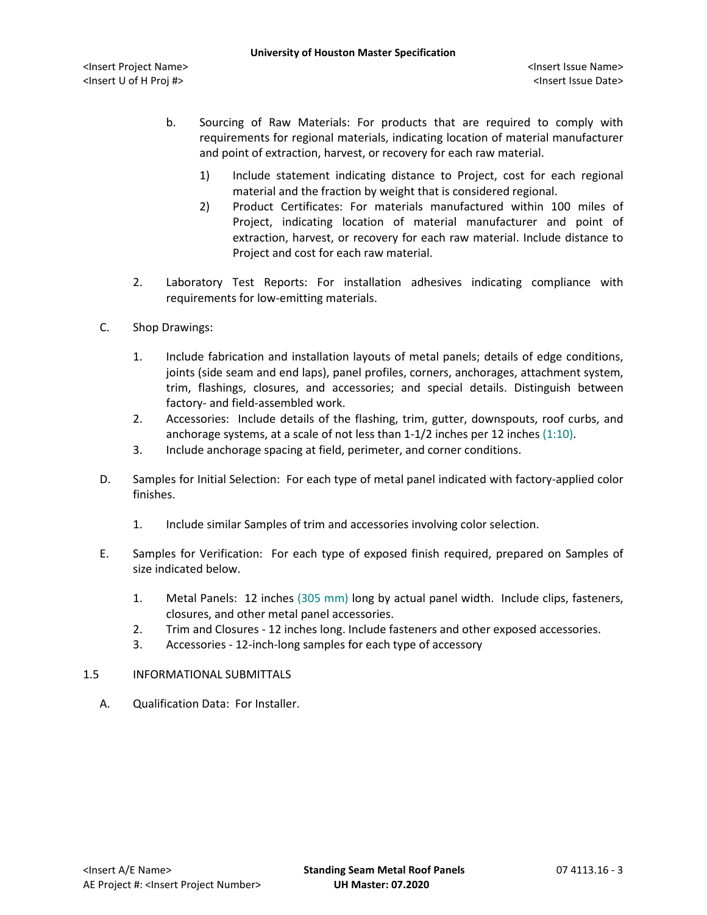b. Sourcing of Raw Materials: For products that are required to comply with requirements for regional materials, indicating location of material manufacturer and point of extraction, harvest, or recovery for each raw material.

    1) Include statement indicating distance to Project, cost for each regional material and the fraction by weight that is considered regional.
    2) Product Certificates: For materials manufactured within 100 miles of Project, indicating location of material manufacturer and point of extraction, harvest, or recovery for each raw material. Include distance to Project and cost for each raw material.

2. Laboratory Test Reports: For installation adhesives indicating compliance with requirements for low-emitting materials.

C. Shop Drawings:

1. Include fabrication and installation layouts of metal panels; details of edge conditions, joints (side seam and end laps), panel profiles, corners, anchorages, attachment system, trim, flashings, closures, and accessories; and special details. Distinguish between factory- and field-assembled work.
2. Accessories: Include details of the flashing, trim, gutter, downspouts, roof curbs, and anchorage systems, at a scale of not less than 1-1/2 inches per 12 inches (1:10).
3. Include anchorage spacing at field, perimeter, and corner conditions.

D. Samples for Initial Selection: For each type of metal panel indicated with factory-applied color finishes.

1. Include similar Samples of trim and accessories involving color selection.

E. Samples for Verification: For each type of exposed finish required, prepared on Samples of size indicated below.

1. Metal Panels: 12 inches (305 mm) long by actual panel width. Include clips, fasteners, closures, and other metal panel accessories.
2. Trim and Closures - 12 inches long. Include fasteners and other exposed accessories.
3. Accessories - 12-inch-long samples for each type of accessory

## 1.5 INFORMATIONAL SUBMITTALS

A. Qualification Data: For Installer.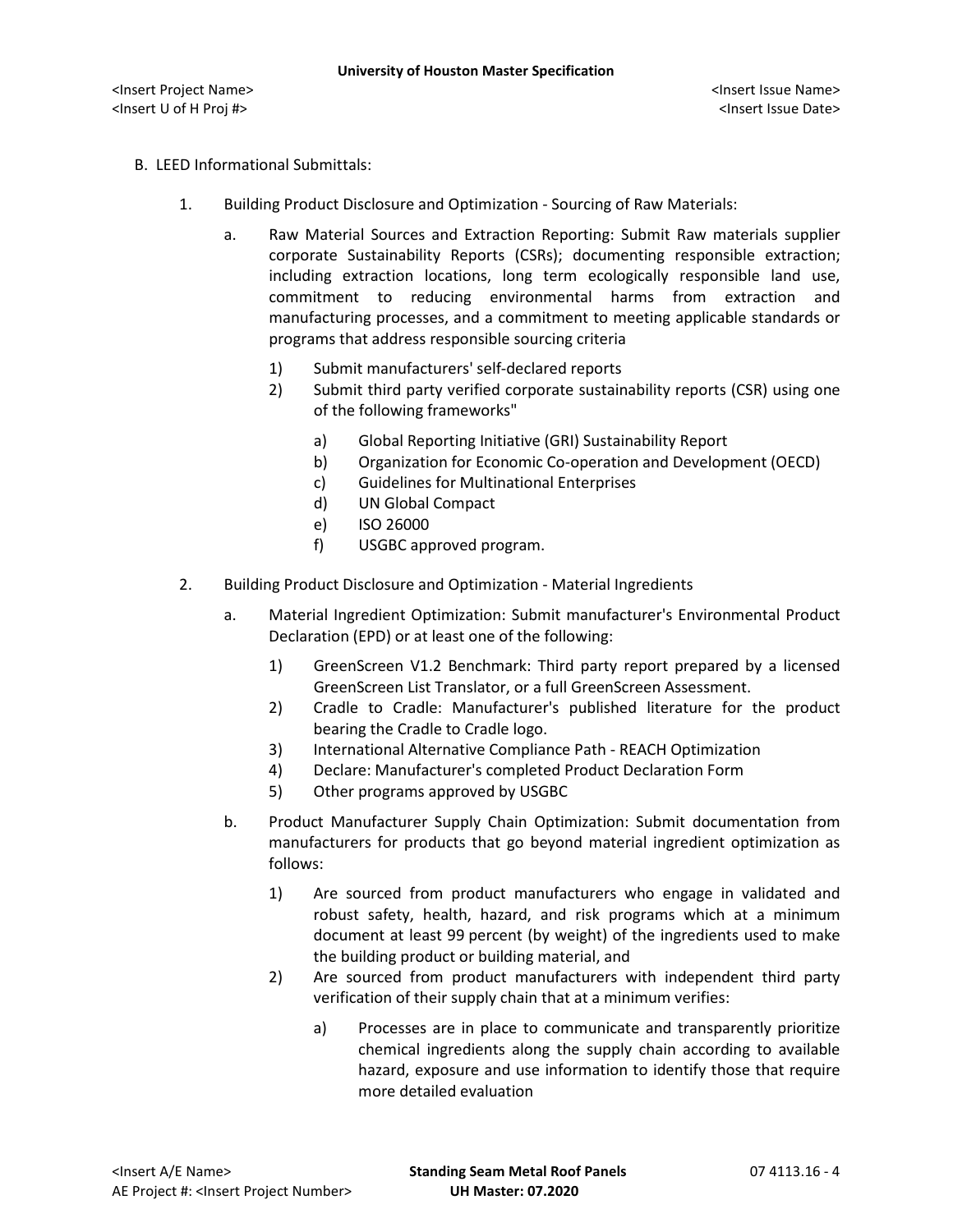B. LEED Informational Submittals:

1. Building Product Disclosure and Optimization - Sourcing of Raw Materials:

   a. Raw Material Sources and Extraction Reporting: Submit Raw materials supplier corporate Sustainability Reports (CSRs); documenting responsible extraction; including extraction locations, long term ecologically responsible land use, commitment to reducing environmental harms from extraction and manufacturing processes, and a commitment to meeting applicable standards or programs that address responsible sourcing criteria

      1) Submit manufacturers' self-declared reports
      2) Submit third party verified corporate sustainability reports (CSR) using one of the following frameworks"

         a) Global Reporting Initiative (GRI) Sustainability Report
         b) Organization for Economic Co-operation and Development (OECD)
         c) Guidelines for Multinational Enterprises
         d) UN Global Compact
         e) ISO 26000
         f) USGBC approved program.

2. Building Product Disclosure and Optimization - Material Ingredients

   a. Material Ingredient Optimization: Submit manufacturer's Environmental Product Declaration (EPD) or at least one of the following:

      1) GreenScreen V1.2 Benchmark: Third party report prepared by a licensed GreenScreen List Translator, or a full GreenScreen Assessment.
      2) Cradle to Cradle: Manufacturer's published literature for the product bearing the Cradle to Cradle logo.
      3) International Alternative Compliance Path - REACH Optimization
      4) Declare: Manufacturer's completed Product Declaration Form
      5) Other programs approved by USGBC

   b. Product Manufacturer Supply Chain Optimization: Submit documentation from manufacturers for products that go beyond material ingredient optimization as follows:

      1) Are sourced from product manufacturers who engage in validated and robust safety, health, hazard, and risk programs which at a minimum document at least 99 percent (by weight) of the ingredients used to make the building product or building material, and
      2) Are sourced from product manufacturers with independent third party verification of their supply chain that at a minimum verifies:

         a) Processes are in place to communicate and transparently prioritize chemical ingredients along the supply chain according to available hazard, exposure and use information to identify those that require more detailed evaluation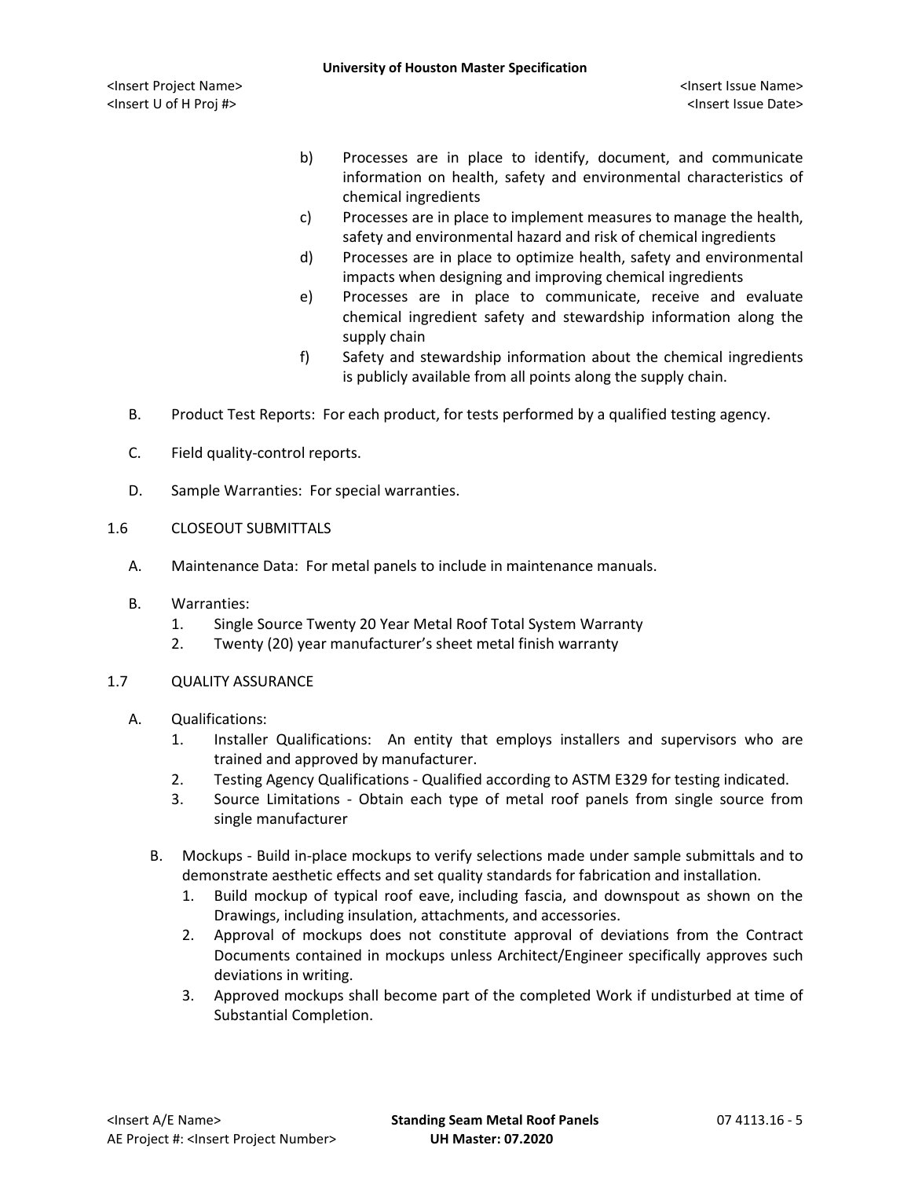b) Processes are in place to identify, document, and communicate information on health, safety and environmental characteristics of chemical ingredients
c) Processes are in place to implement measures to manage the health, safety and environmental hazard and risk of chemical ingredients
d) Processes are in place to optimize health, safety and environmental impacts when designing and improving chemical ingredients
e) Processes are in place to communicate, receive and evaluate chemical ingredient safety and stewardship information along the supply chain
f) Safety and stewardship information about the chemical ingredients is publicly available from all points along the supply chain.

B. Product Test Reports: For each product, for tests performed by a qualified testing agency.

C. Field quality-control reports.

D. Sample Warranties: For special warranties.

## 1.6 CLOSEOUT SUBMITTALS

A. Maintenance Data: For metal panels to include in maintenance manuals.

B. Warranties:
1. Single Source Twenty 20 Year Metal Roof Total System Warranty
2. Twenty (20) year manufacturer's sheet metal finish warranty

## 1.7 QUALITY ASSURANCE

A. Qualifications:
1. Installer Qualifications: An entity that employs installers and supervisors who are trained and approved by manufacturer.
2. Testing Agency Qualifications - Qualified according to ASTM E329 for testing indicated.
3. Source Limitations - Obtain each type of metal roof panels from single source from single manufacturer

B. Mockups - Build in-place mockups to verify selections made under sample submittals and to demonstrate aesthetic effects and set quality standards for fabrication and installation.
1. Build mockup of typical roof eave, including fascia, and downspout as shown on the Drawings, including insulation, attachments, and accessories.
2. Approval of mockups does not constitute approval of deviations from the Contract Documents contained in mockups unless Architect/Engineer specifically approves such deviations in writing.
3. Approved mockups shall become part of the completed Work if undisturbed at time of Substantial Completion.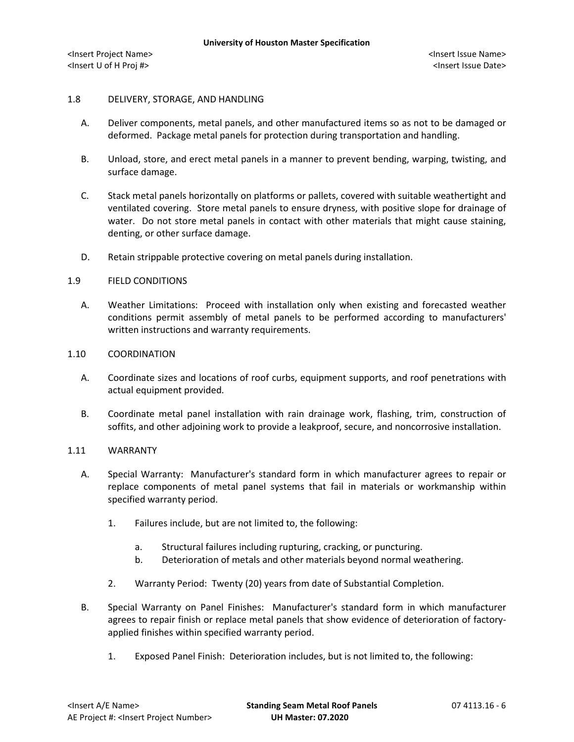## 1.8 DELIVERY, STORAGE, AND HANDLING

A. Deliver components, metal panels, and other manufactured items so as not to be damaged or deformed. Package metal panels for protection during transportation and handling.

B. Unload, store, and erect metal panels in a manner to prevent bending, warping, twisting, and surface damage.

C. Stack metal panels horizontally on platforms or pallets, covered with suitable weathertight and ventilated covering. Store metal panels to ensure dryness, with positive slope for drainage of water. Do not store metal panels in contact with other materials that might cause staining, denting, or other surface damage.

D. Retain strippable protective covering on metal panels during installation.

## 1.9 FIELD CONDITIONS

A. Weather Limitations: Proceed with installation only when existing and forecasted weather conditions permit assembly of metal panels to be performed according to manufacturers' written instructions and warranty requirements.

## 1.10 COORDINATION

A. Coordinate sizes and locations of roof curbs, equipment supports, and roof penetrations with actual equipment provided.

B. Coordinate metal panel installation with rain drainage work, flashing, trim, construction of soffits, and other adjoining work to provide a leakproof, secure, and noncorrosive installation.

## 1.11 WARRANTY

A. Special Warranty: Manufacturer's standard form in which manufacturer agrees to repair or replace components of metal panel systems that fail in materials or workmanship within specified warranty period.

   1. Failures include, but are not limited to, the following:

      a. Structural failures including rupturing, cracking, or puncturing.
      b. Deterioration of metals and other materials beyond normal weathering.

   2. Warranty Period: Twenty (20) years from date of Substantial Completion.

B. Special Warranty on Panel Finishes: Manufacturer's standard form in which manufacturer agrees to repair finish or replace metal panels that show evidence of deterioration of factory-applied finishes within specified warranty period.

   1. Exposed Panel Finish: Deterioration includes, but is not limited to, the following: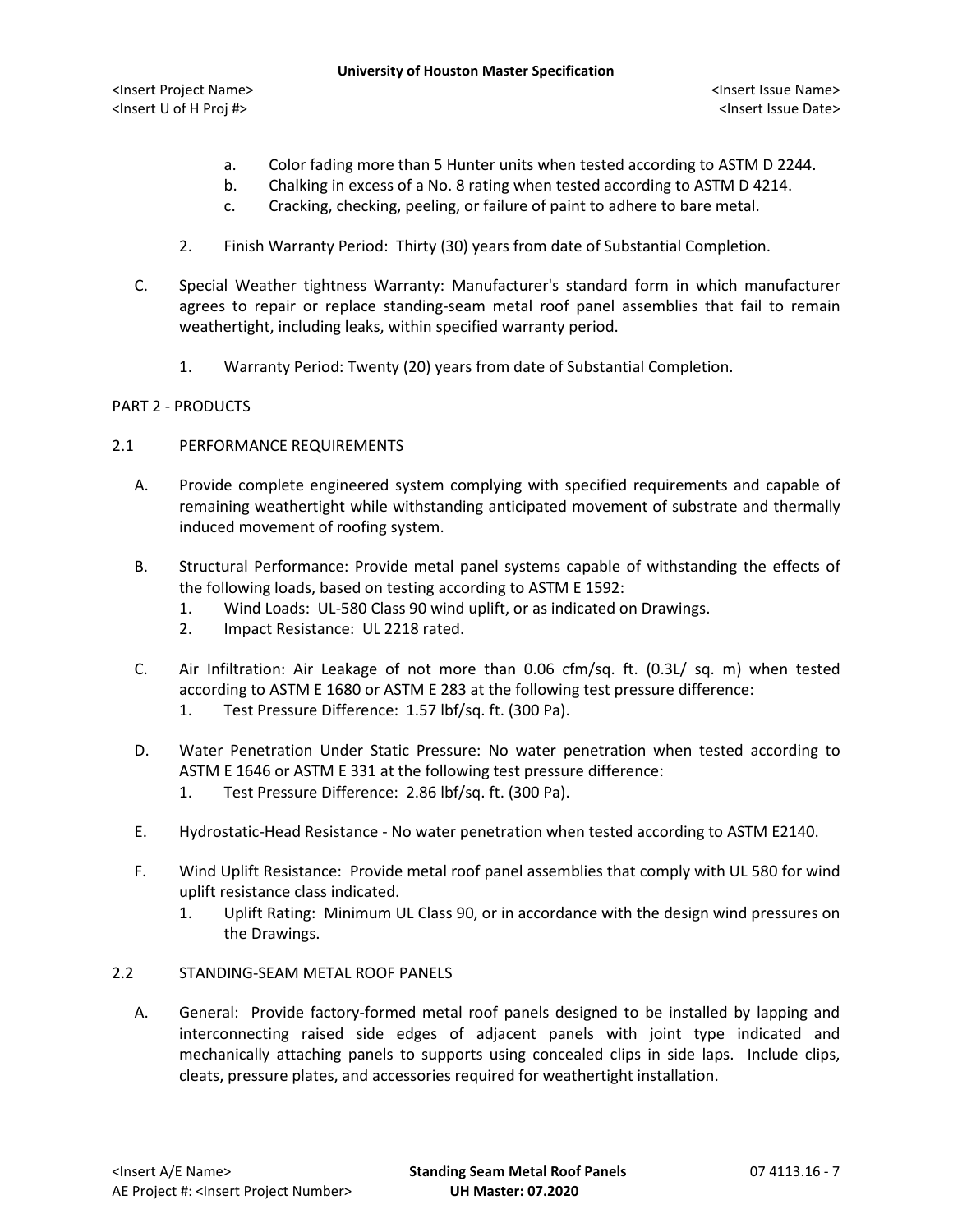a. Color fading more than 5 Hunter units when tested according to ASTM D 2244.
b. Chalking in excess of a No. 8 rating when tested according to ASTM D 4214.
c. Cracking, checking, peeling, or failure of paint to adhere to bare metal.

2. Finish Warranty Period: Thirty (30) years from date of Substantial Completion.

C. Special Weather tightness Warranty: Manufacturer's standard form in which manufacturer agrees to repair or replace standing-seam metal roof panel assemblies that fail to remain weathertight, including leaks, within specified warranty period.

1. Warranty Period: Twenty (20) years from date of Substantial Completion.

PART 2 - PRODUCTS

2.1 PERFORMANCE REQUIREMENTS

A. Provide complete engineered system complying with specified requirements and capable of remaining weathertight while withstanding anticipated movement of substrate and thermally induced movement of roofing system.

B. Structural Performance: Provide metal panel systems capable of withstanding the effects of the following loads, based on testing according to ASTM E 1592:
1. Wind Loads: UL-580 Class 90 wind uplift, or as indicated on Drawings.
2. Impact Resistance: UL 2218 rated.

C. Air Infiltration: Air Leakage of not more than 0.06 cfm/sq. ft. (0.3L/ sq. m) when tested according to ASTM E 1680 or ASTM E 283 at the following test pressure difference:
1. Test Pressure Difference: 1.57 lbf/sq. ft. (300 Pa).

D. Water Penetration Under Static Pressure: No water penetration when tested according to ASTM E 1646 or ASTM E 331 at the following test pressure difference:
1. Test Pressure Difference: 2.86 lbf/sq. ft. (300 Pa).

E. Hydrostatic-Head Resistance - No water penetration when tested according to ASTM E2140.

F. Wind Uplift Resistance: Provide metal roof panel assemblies that comply with UL 580 for wind uplift resistance class indicated.
1. Uplift Rating: Minimum UL Class 90, or in accordance with the design wind pressures on the Drawings.

2.2 STANDING-SEAM METAL ROOF PANELS

A. General: Provide factory-formed metal roof panels designed to be installed by lapping and interconnecting raised side edges of adjacent panels with joint type indicated and mechanically attaching panels to supports using concealed clips in side laps. Include clips, cleats, pressure plates, and accessories required for weathertight installation.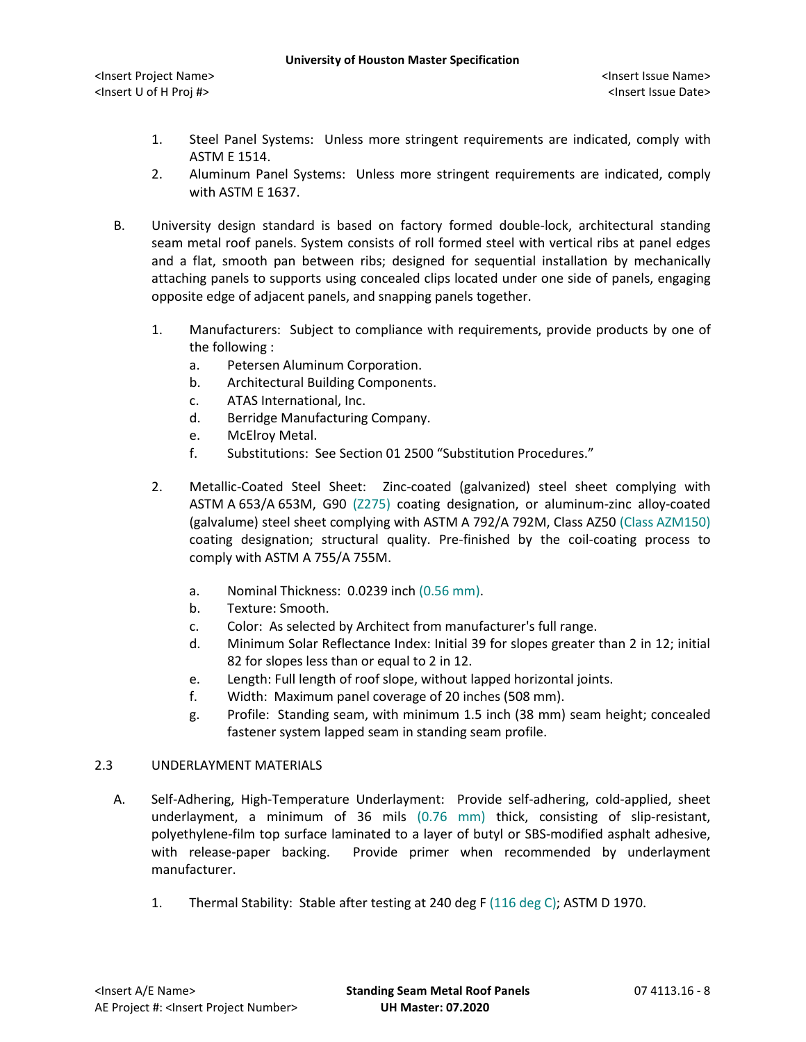1. Steel Panel Systems: Unless more stringent requirements are indicated, comply with ASTM E 1514.
2. Aluminum Panel Systems: Unless more stringent requirements are indicated, comply with ASTM E 1637.

B. University design standard is based on factory formed double-lock, architectural standing seam metal roof panels. System consists of roll formed steel with vertical ribs at panel edges and a flat, smooth pan between ribs; designed for sequential installation by mechanically attaching panels to supports using concealed clips located under one side of panels, engaging opposite edge of adjacent panels, and snapping panels together.

1. Manufacturers: Subject to compliance with requirements, provide products by one of the following :
   a. Petersen Aluminum Corporation.
   b. Architectural Building Components.
   c. ATAS International, Inc.
   d. Berridge Manufacturing Company.
   e. McElroy Metal.
   f. Substitutions: See Section 01 2500 "Substitution Procedures."

2. Metallic-Coated Steel Sheet: Zinc-coated (galvanized) steel sheet complying with ASTM A 653/A 653M, G90 (Z275) coating designation, or aluminum-zinc alloy-coated (galvalume) steel sheet complying with ASTM A 792/A 792M, Class AZ50 (Class AZM150) coating designation; structural quality. Pre-finished by the coil-coating process to comply with ASTM A 755/A 755M.

   a. Nominal Thickness: 0.0239 inch (0.56 mm).
   b. Texture: Smooth.
   c. Color: As selected by Architect from manufacturer's full range.
   d. Minimum Solar Reflectance Index: Initial 39 for slopes greater than 2 in 12; initial 82 for slopes less than or equal to 2 in 12.
   e. Length: Full length of roof slope, without lapped horizontal joints.
   f. Width: Maximum panel coverage of 20 inches (508 mm).
   g. Profile: Standing seam, with minimum 1.5 inch (38 mm) seam height; concealed fastener system lapped seam in standing seam profile.

## 2.3 UNDERLAYMENT MATERIALS

A. Self-Adhering, High-Temperature Underlayment: Provide self-adhering, cold-applied, sheet underlayment, a minimum of 36 mils (0.76 mm) thick, consisting of slip-resistant, polyethylene-film top surface laminated to a layer of butyl or SBS-modified asphalt adhesive, with release-paper backing. Provide primer when recommended by underlayment manufacturer.

1. Thermal Stability: Stable after testing at 240 deg F (116 deg C); ASTM D 1970.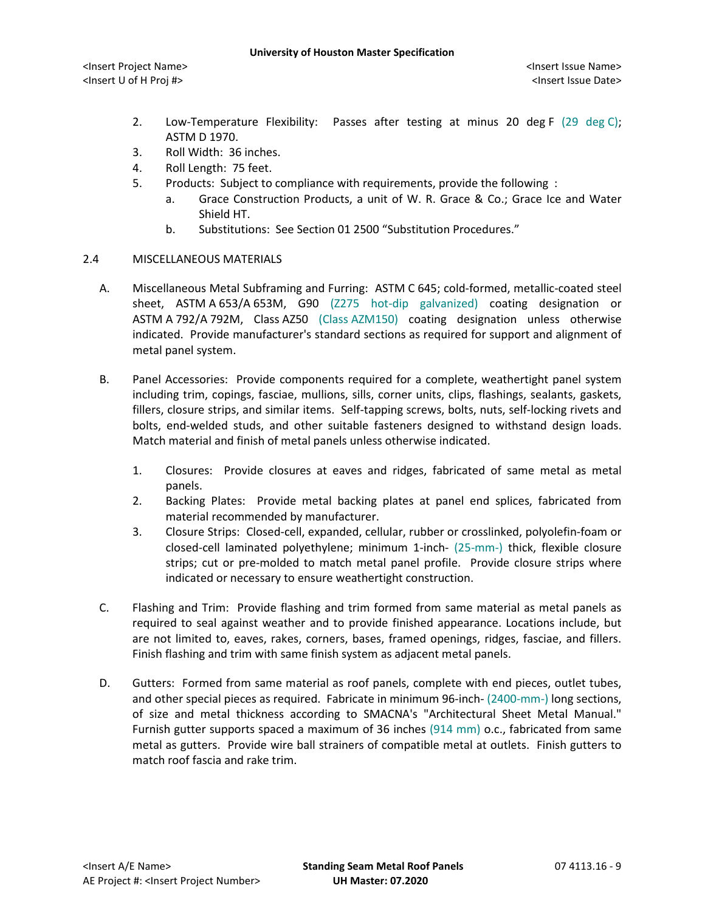2. Low-Temperature Flexibility: Passes after testing at minus 20 deg F (29 deg C); ASTM D 1970.
3. Roll Width: 36 inches.
4. Roll Length: 75 feet.
5. Products: Subject to compliance with requirements, provide the following :
   a. Grace Construction Products, a unit of W. R. Grace & Co.; Grace Ice and Water Shield HT.
   b. Substitutions: See Section 01 2500 "Substitution Procedures."

## 2.4 MISCELLANEOUS MATERIALS

A. Miscellaneous Metal Subframing and Furring: ASTM C 645; cold-formed, metallic-coated steel sheet, ASTM A 653/A 653M, G90 (Z275 hot-dip galvanized) coating designation or ASTM A 792/A 792M, Class AZ50 (Class AZM150) coating designation unless otherwise indicated. Provide manufacturer's standard sections as required for support and alignment of metal panel system.

B. Panel Accessories: Provide components required for a complete, weathertight panel system including trim, copings, fasciae, mullions, sills, corner units, clips, flashings, sealants, gaskets, fillers, closure strips, and similar items. Self-tapping screws, bolts, nuts, self-locking rivets and bolts, end-welded studs, and other suitable fasteners designed to withstand design loads. Match material and finish of metal panels unless otherwise indicated.

   1. Closures: Provide closures at eaves and ridges, fabricated of same metal as metal panels.
   2. Backing Plates: Provide metal backing plates at panel end splices, fabricated from material recommended by manufacturer.
   3. Closure Strips: Closed-cell, expanded, cellular, rubber or crosslinked, polyolefin-foam or closed-cell laminated polyethylene; minimum 1-inch- (25-mm-) thick, flexible closure strips; cut or pre-molded to match metal panel profile. Provide closure strips where indicated or necessary to ensure weathertight construction.

C. Flashing and Trim: Provide flashing and trim formed from same material as metal panels as required to seal against weather and to provide finished appearance. Locations include, but are not limited to, eaves, rakes, corners, bases, framed openings, ridges, fasciae, and fillers. Finish flashing and trim with same finish system as adjacent metal panels.

D. Gutters: Formed from same material as roof panels, complete with end pieces, outlet tubes, and other special pieces as required. Fabricate in minimum 96-inch- (2400-mm-) long sections, of size and metal thickness according to SMACNA's "Architectural Sheet Metal Manual." Furnish gutter supports spaced a maximum of 36 inches (914 mm) o.c., fabricated from same metal as gutters. Provide wire ball strainers of compatible metal at outlets. Finish gutters to match roof fascia and rake trim.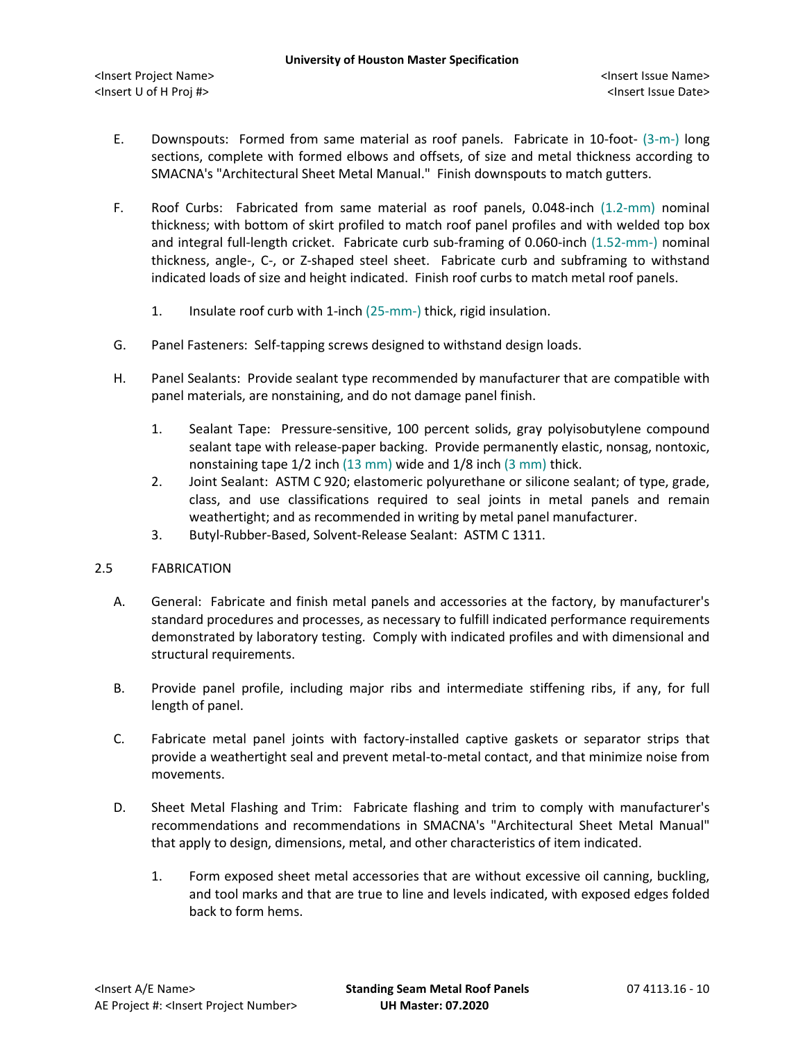E. Downspouts: Formed from same material as roof panels. Fabricate in 10-foot- (3-m-) long sections, complete with formed elbows and offsets, of size and metal thickness according to SMACNA's "Architectural Sheet Metal Manual." Finish downspouts to match gutters.

F. Roof Curbs: Fabricated from same material as roof panels, 0.048-inch (1.2-mm) nominal thickness; with bottom of skirt profiled to match roof panel profiles and with welded top box and integral full-length cricket. Fabricate curb sub-framing of 0.060-inch (1.52-mm-) nominal thickness, angle-, C-, or Z-shaped steel sheet. Fabricate curb and subframing to withstand indicated loads of size and height indicated. Finish roof curbs to match metal roof panels.

   1. Insulate roof curb with 1-inch (25-mm-) thick, rigid insulation.

G. Panel Fasteners: Self-tapping screws designed to withstand design loads.

H. Panel Sealants: Provide sealant type recommended by manufacturer that are compatible with panel materials, are nonstaining, and do not damage panel finish.

   1. Sealant Tape: Pressure-sensitive, 100 percent solids, gray polyisobutylene compound sealant tape with release-paper backing. Provide permanently elastic, nonsag, nontoxic, nonstaining tape 1/2 inch (13 mm) wide and 1/8 inch (3 mm) thick.
   2. Joint Sealant: ASTM C 920; elastomeric polyurethane or silicone sealant; of type, grade, class, and use classifications required to seal joints in metal panels and remain weathertight; and as recommended in writing by metal panel manufacturer.
   3. Butyl-Rubber-Based, Solvent-Release Sealant: ASTM C 1311.

## 2.5 FABRICATION

A. General: Fabricate and finish metal panels and accessories at the factory, by manufacturer's standard procedures and processes, as necessary to fulfill indicated performance requirements demonstrated by laboratory testing. Comply with indicated profiles and with dimensional and structural requirements.

B. Provide panel profile, including major ribs and intermediate stiffening ribs, if any, for full length of panel.

C. Fabricate metal panel joints with factory-installed captive gaskets or separator strips that provide a weathertight seal and prevent metal-to-metal contact, and that minimize noise from movements.

D. Sheet Metal Flashing and Trim: Fabricate flashing and trim to comply with manufacturer's recommendations and recommendations in SMACNA's "Architectural Sheet Metal Manual" that apply to design, dimensions, metal, and other characteristics of item indicated.

   1. Form exposed sheet metal accessories that are without excessive oil canning, buckling, and tool marks and that are true to line and levels indicated, with exposed edges folded back to form hems.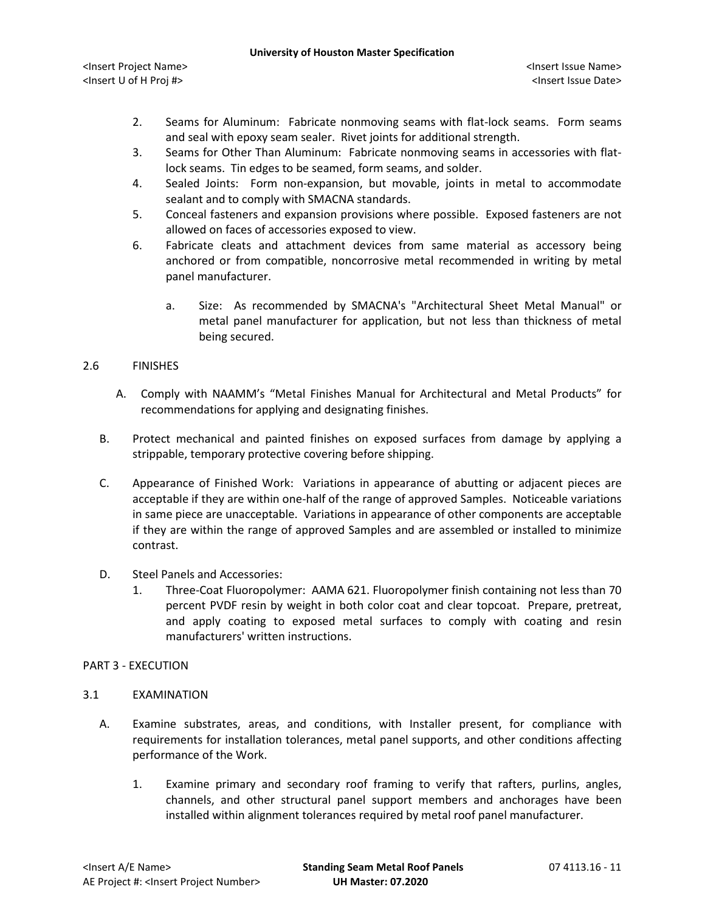2. Seams for Aluminum: Fabricate nonmoving seams with flat-lock seams. Form seams and seal with epoxy seam sealer. Rivet joints for additional strength.
3. Seams for Other Than Aluminum: Fabricate nonmoving seams in accessories with flat-lock seams. Tin edges to be seamed, form seams, and solder.
4. Sealed Joints: Form non-expansion, but movable, joints in metal to accommodate sealant and to comply with SMACNA standards.
5. Conceal fasteners and expansion provisions where possible. Exposed fasteners are not allowed on faces of accessories exposed to view.
6. Fabricate cleats and attachment devices from same material as accessory being anchored or from compatible, noncorrosive metal recommended in writing by metal panel manufacturer.
   a. Size: As recommended by SMACNA's "Architectural Sheet Metal Manual" or metal panel manufacturer for application, but not less than thickness of metal being secured.

## 2.6 FINISHES

A. Comply with NAAMM's "Metal Finishes Manual for Architectural and Metal Products" for recommendations for applying and designating finishes.

B. Protect mechanical and painted finishes on exposed surfaces from damage by applying a strippable, temporary protective covering before shipping.

C. Appearance of Finished Work: Variations in appearance of abutting or adjacent pieces are acceptable if they are within one-half of the range of approved Samples. Noticeable variations in same piece are unacceptable. Variations in appearance of other components are acceptable if they are within the range of approved Samples and are assembled or installed to minimize contrast.

D. Steel Panels and Accessories:
   1. Three-Coat Fluoropolymer: AAMA 621. Fluoropolymer finish containing not less than 70 percent PVDF resin by weight in both color coat and clear topcoat. Prepare, pretreat, and apply coating to exposed metal surfaces to comply with coating and resin manufacturers' written instructions.

# PART 3 - EXECUTION

## 3.1 EXAMINATION

A. Examine substrates, areas, and conditions, with Installer present, for compliance with requirements for installation tolerances, metal panel supports, and other conditions affecting performance of the Work.
   1. Examine primary and secondary roof framing to verify that rafters, purlins, angles, channels, and other structural panel support members and anchorages have been installed within alignment tolerances required by metal roof panel manufacturer.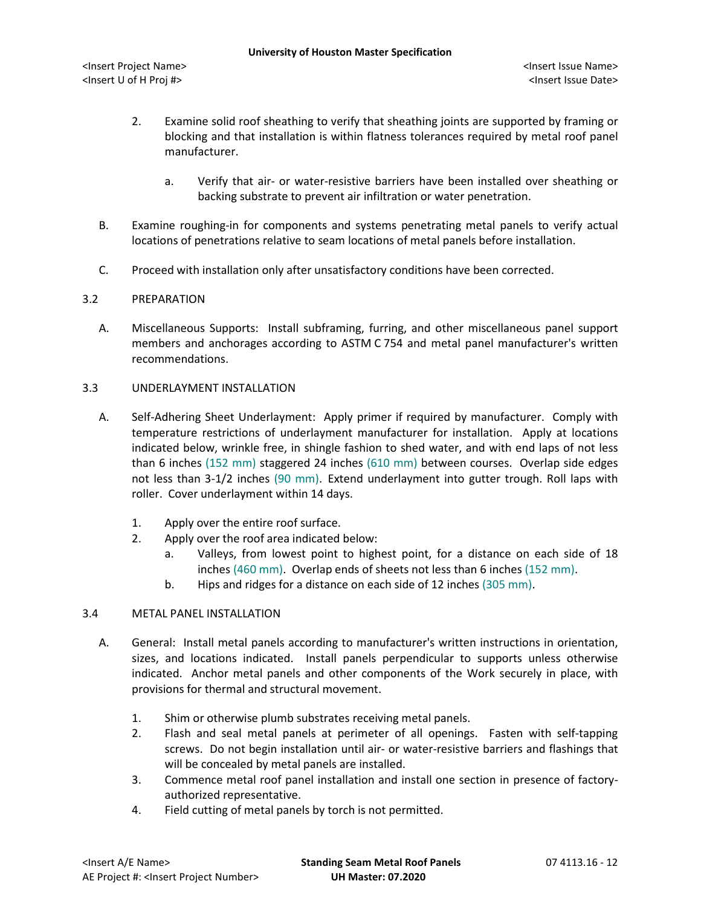2. Examine solid roof sheathing to verify that sheathing joints are supported by framing or blocking and that installation is within flatness tolerances required by metal roof panel manufacturer.

   a. Verify that air- or water-resistive barriers have been installed over sheathing or backing substrate to prevent air infiltration or water penetration.

B. Examine roughing-in for components and systems penetrating metal panels to verify actual locations of penetrations relative to seam locations of metal panels before installation.

C. Proceed with installation only after unsatisfactory conditions have been corrected.

## 3.2 PREPARATION

A. Miscellaneous Supports: Install subframing, furring, and other miscellaneous panel support members and anchorages according to ASTM C 754 and metal panel manufacturer's written recommendations.

## 3.3 UNDERLAYMENT INSTALLATION

A. Self-Adhering Sheet Underlayment: Apply primer if required by manufacturer. Comply with temperature restrictions of underlayment manufacturer for installation. Apply at locations indicated below, wrinkle free, in shingle fashion to shed water, and with end laps of not less than 6 inches (152 mm) staggered 24 inches (610 mm) between courses. Overlap side edges not less than 3-1/2 inches (90 mm). Extend underlayment into gutter trough. Roll laps with roller. Cover underlayment within 14 days.

1. Apply over the entire roof surface.
2. Apply over the roof area indicated below:
   a. Valleys, from lowest point to highest point, for a distance on each side of 18 inches (460 mm). Overlap ends of sheets not less than 6 inches (152 mm).
   b. Hips and ridges for a distance on each side of 12 inches (305 mm).

## 3.4 METAL PANEL INSTALLATION

A. General: Install metal panels according to manufacturer's written instructions in orientation, sizes, and locations indicated. Install panels perpendicular to supports unless otherwise indicated. Anchor metal panels and other components of the Work securely in place, with provisions for thermal and structural movement.

1. Shim or otherwise plumb substrates receiving metal panels.
2. Flash and seal metal panels at perimeter of all openings. Fasten with self-tapping screws. Do not begin installation until air- or water-resistive barriers and flashings that will be concealed by metal panels are installed.
3. Commence metal roof panel installation and install one section in presence of factory-authorized representative.
4. Field cutting of metal panels by torch is not permitted.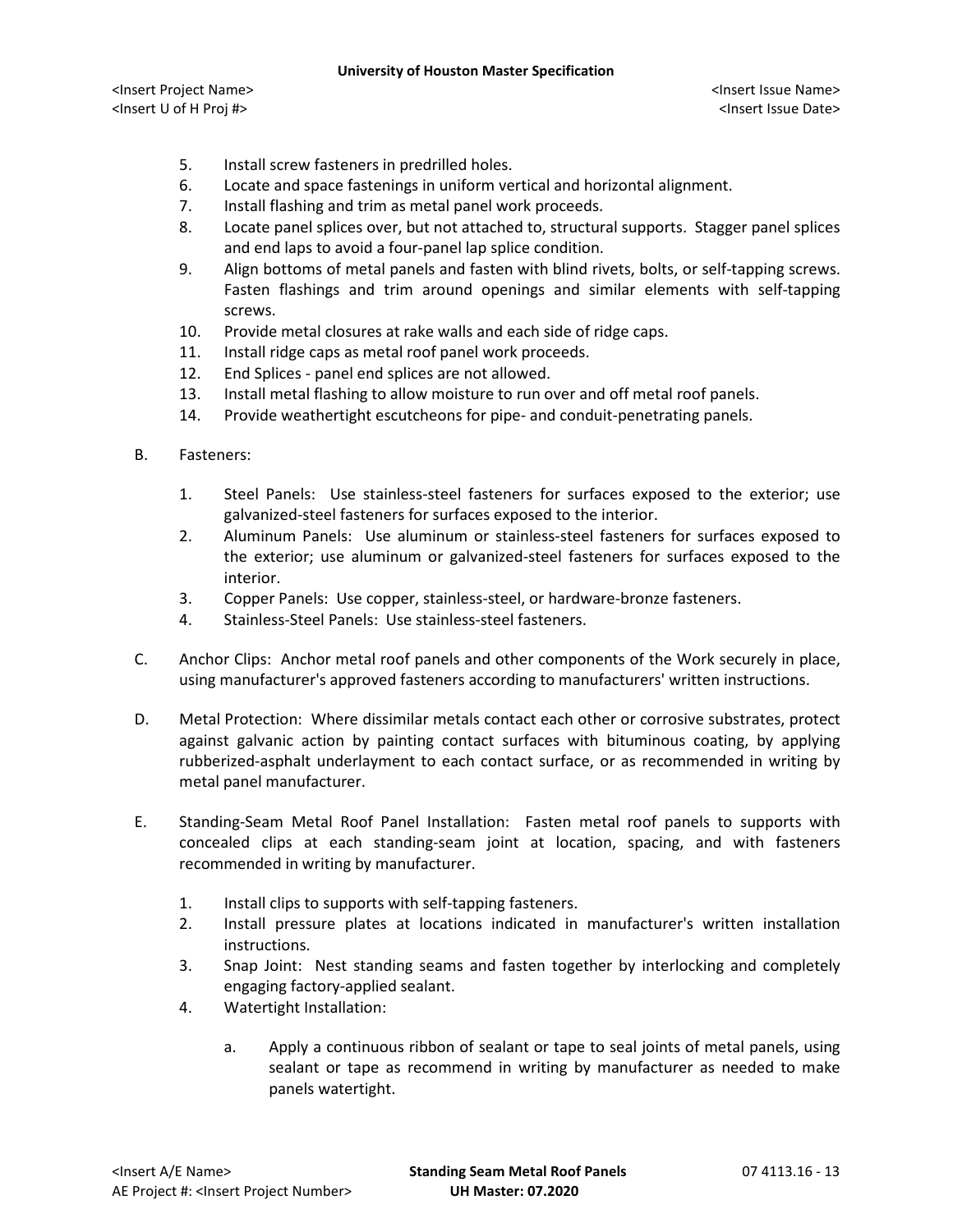5. Install screw fasteners in predrilled holes.
6. Locate and space fastenings in uniform vertical and horizontal alignment.
7. Install flashing and trim as metal panel work proceeds.
8. Locate panel splices over, but not attached to, structural supports. Stagger panel splices and end laps to avoid a four-panel lap splice condition.
9. Align bottoms of metal panels and fasten with blind rivets, bolts, or self-tapping screws. Fasten flashings and trim around openings and similar elements with self-tapping screws.
10. Provide metal closures at rake walls and each side of ridge caps.
11. Install ridge caps as metal roof panel work proceeds.
12. End Splices - panel end splices are not allowed.
13. Install metal flashing to allow moisture to run over and off metal roof panels.
14. Provide weathertight escutcheons for pipe- and conduit-penetrating panels.

B. Fasteners:

1. Steel Panels: Use stainless-steel fasteners for surfaces exposed to the exterior; use galvanized-steel fasteners for surfaces exposed to the interior.
2. Aluminum Panels: Use aluminum or stainless-steel fasteners for surfaces exposed to the exterior; use aluminum or galvanized-steel fasteners for surfaces exposed to the interior.
3. Copper Panels: Use copper, stainless-steel, or hardware-bronze fasteners.
4. Stainless-Steel Panels: Use stainless-steel fasteners.

C. Anchor Clips: Anchor metal roof panels and other components of the Work securely in place, using manufacturer's approved fasteners according to manufacturers' written instructions.

D. Metal Protection: Where dissimilar metals contact each other or corrosive substrates, protect against galvanic action by painting contact surfaces with bituminous coating, by applying rubberized-asphalt underlayment to each contact surface, or as recommended in writing by metal panel manufacturer.

E. Standing-Seam Metal Roof Panel Installation: Fasten metal roof panels to supports with concealed clips at each standing-seam joint at location, spacing, and with fasteners recommended in writing by manufacturer.

1. Install clips to supports with self-tapping fasteners.
2. Install pressure plates at locations indicated in manufacturer's written installation instructions.
3. Snap Joint: Nest standing seams and fasten together by interlocking and completely engaging factory-applied sealant.
4. Watertight Installation:

   a. Apply a continuous ribbon of sealant or tape to seal joints of metal panels, using sealant or tape as recommend in writing by manufacturer as needed to make panels watertight.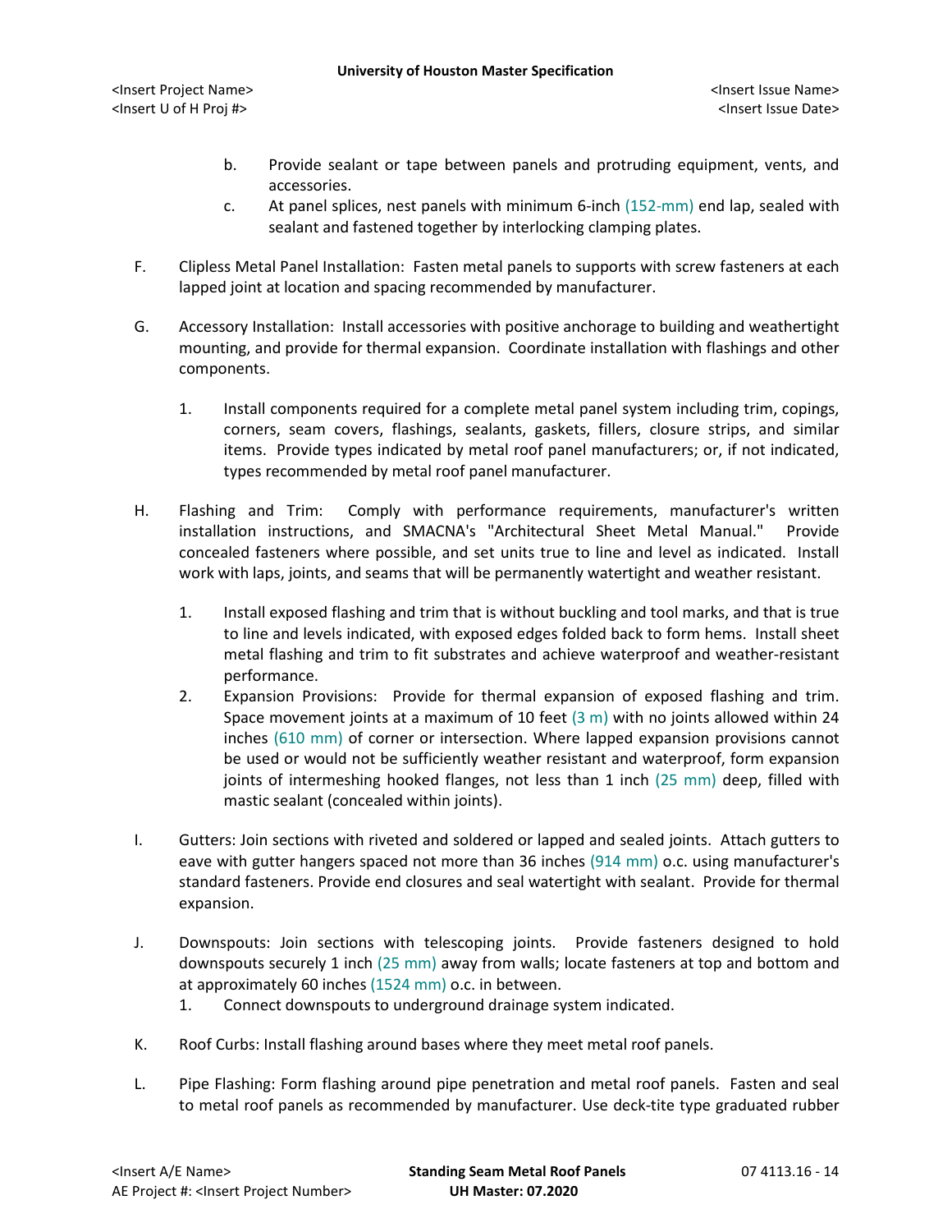b. Provide sealant or tape between panels and protruding equipment, vents, and accessories.
c. At panel splices, nest panels with minimum 6-inch (152-mm) end lap, sealed with sealant and fastened together by interlocking clamping plates.

F. Clipless Metal Panel Installation: Fasten metal panels to supports with screw fasteners at each lapped joint at location and spacing recommended by manufacturer.

G. Accessory Installation: Install accessories with positive anchorage to building and weathertight mounting, and provide for thermal expansion. Coordinate installation with flashings and other components.

1. Install components required for a complete metal panel system including trim, copings, corners, seam covers, flashings, sealants, gaskets, fillers, closure strips, and similar items. Provide types indicated by metal roof panel manufacturers; or, if not indicated, types recommended by metal roof panel manufacturer.

H. Flashing and Trim: Comply with performance requirements, manufacturer's written installation instructions, and SMACNA's "Architectural Sheet Metal Manual." Provide concealed fasteners where possible, and set units true to line and level as indicated. Install work with laps, joints, and seams that will be permanently watertight and weather resistant.

1. Install exposed flashing and trim that is without buckling and tool marks, and that is true to line and levels indicated, with exposed edges folded back to form hems. Install sheet metal flashing and trim to fit substrates and achieve waterproof and weather-resistant performance.
2. Expansion Provisions: Provide for thermal expansion of exposed flashing and trim. Space movement joints at a maximum of 10 feet (3 m) with no joints allowed within 24 inches (610 mm) of corner or intersection. Where lapped expansion provisions cannot be used or would not be sufficiently weather resistant and waterproof, form expansion joints of intermeshing hooked flanges, not less than 1 inch (25 mm) deep, filled with mastic sealant (concealed within joints).

I. Gutters: Join sections with riveted and soldered or lapped and sealed joints. Attach gutters to eave with gutter hangers spaced not more than 36 inches (914 mm) o.c. using manufacturer's standard fasteners. Provide end closures and seal watertight with sealant. Provide for thermal expansion.

J. Downspouts: Join sections with telescoping joints. Provide fasteners designed to hold downspouts securely 1 inch (25 mm) away from walls; locate fasteners at top and bottom and at approximately 60 inches (1524 mm) o.c. in between.
1. Connect downspouts to underground drainage system indicated.

K. Roof Curbs: Install flashing around bases where they meet metal roof panels.

L. Pipe Flashing: Form flashing around pipe penetration and metal roof panels. Fasten and seal to metal roof panels as recommended by manufacturer. Use deck-tite type graduated rubber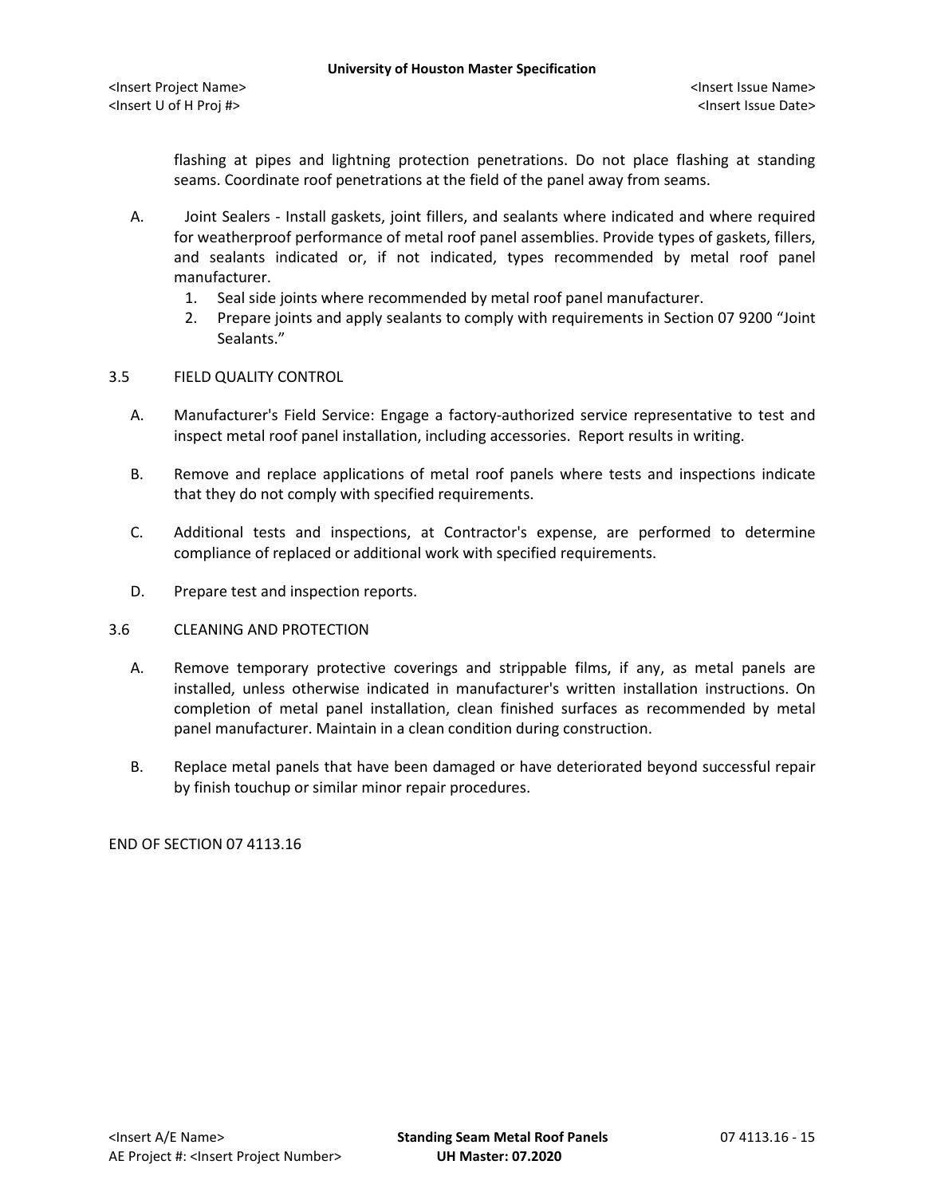flashing at pipes and lightning protection penetrations. Do not place flashing at standing seams. Coordinate roof penetrations at the field of the panel away from seams.

A. Joint Sealers - Install gaskets, joint fillers, and sealants where indicated and where required for weatherproof performance of metal roof panel assemblies. Provide types of gaskets, fillers, and sealants indicated or, if not indicated, types recommended by metal roof panel manufacturer.
   1. Seal side joints where recommended by metal roof panel manufacturer.
   2. Prepare joints and apply sealants to comply with requirements in Section 07 9200 "Joint Sealants."

3.5 FIELD QUALITY CONTROL

A. Manufacturer's Field Service: Engage a factory-authorized service representative to test and inspect metal roof panel installation, including accessories. Report results in writing.

B. Remove and replace applications of metal roof panels where tests and inspections indicate that they do not comply with specified requirements.

C. Additional tests and inspections, at Contractor's expense, are performed to determine compliance of replaced or additional work with specified requirements.

D. Prepare test and inspection reports.

3.6 CLEANING AND PROTECTION

A. Remove temporary protective coverings and strippable films, if any, as metal panels are installed, unless otherwise indicated in manufacturer's written installation instructions. On completion of metal panel installation, clean finished surfaces as recommended by metal panel manufacturer. Maintain in a clean condition during construction.

B. Replace metal panels that have been damaged or have deteriorated beyond successful repair by finish touchup or similar minor repair procedures.

END OF SECTION 07 4113.16